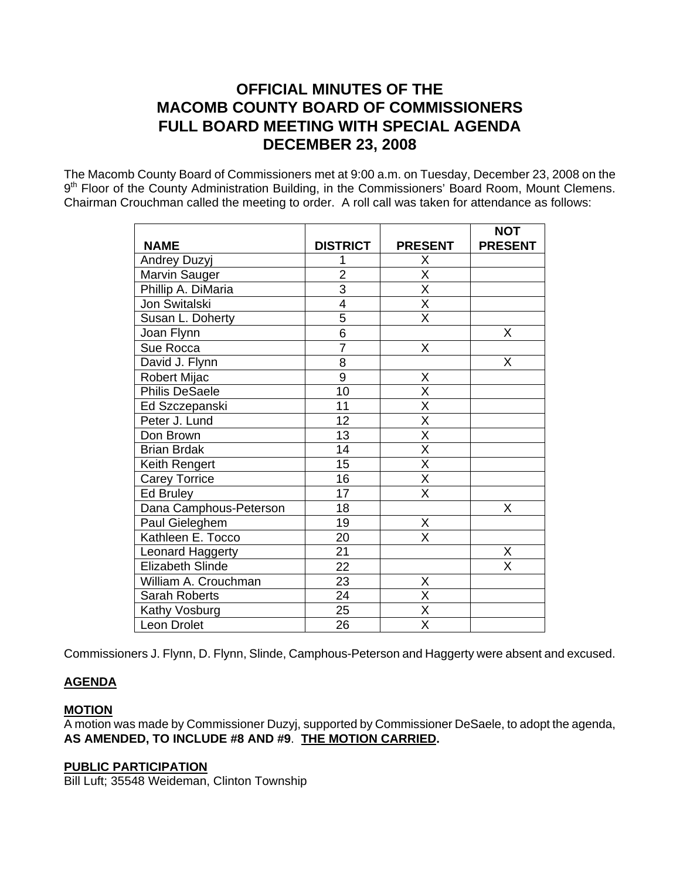# OFFICIAL MINUTES OF THE MACOMB COUNTY BOARD OF COMMISSIONERS FULL BOARD MEETING WITH SPECIAL AGENDA DECEMBER 23, 2008

The Macomb County Board of Commissioners met at 9:00 a.m. on Tuesday, December 23, 2008 on the 9th Floor of the County Administration Building, in the Commissioners' Board Room, Mount Clemens. Chairman Crouchman called the meeting to order. A roll call was taken for attendance as follows:

| NAME | DISTRICT | PRESENT | NOT PRESENT |
|---|---|---|---|
| Andrey Duzyj | 1 | X | |
| Marvin Sauger | 2 | X | |
| Phillip A. DiMaria | 3 | X | |
| Jon Switalski | 4 | X | |
| Susan L. Doherty | 5 | X | |
| Joan Flynn | 6 | | X |
| Sue Rocca | 7 | X | |
| David J. Flynn | 8 | | X |
| Robert Mijac | 9 | X | |
| Philis DeSaele | 10 | X | |
| Ed Szczepanski | 11 | X | |
| Peter J. Lund | 12 | X | |
| Don Brown | 13 | X | |
| Brian Brdak | 14 | X | |
| Keith Rengert | 15 | X | |
| Carey Torrice | 16 | X | |
| Ed Bruley | 17 | X | |
| Dana Camphous-Peterson | 18 | | X |
| Paul Gieleghem | 19 | X | |
| Kathleen E. Tocco | 20 | X | |
| Leonard Haggerty | 21 | | X |
| Elizabeth Slinde | 22 | | X |
| William A. Crouchman | 23 | X | |
| Sarah Roberts | 24 | X | |
| Kathy Vosburg | 25 | X | |
| Leon Drolet | 26 | X | |

Commissioners J. Flynn, D. Flynn, Slinde, Camphous-Peterson and Haggerty were absent and excused.

**AGENDA**

**MOTION**

A motion was made by Commissioner Duzyj, supported by Commissioner DeSaele, to adopt the agenda, **AS AMENDED, TO INCLUDE #8 AND #9**. **THE MOTION CARRIED.**

**PUBLIC PARTICIPATION**

Bill Luft; 35548 Weideman, Clinton Township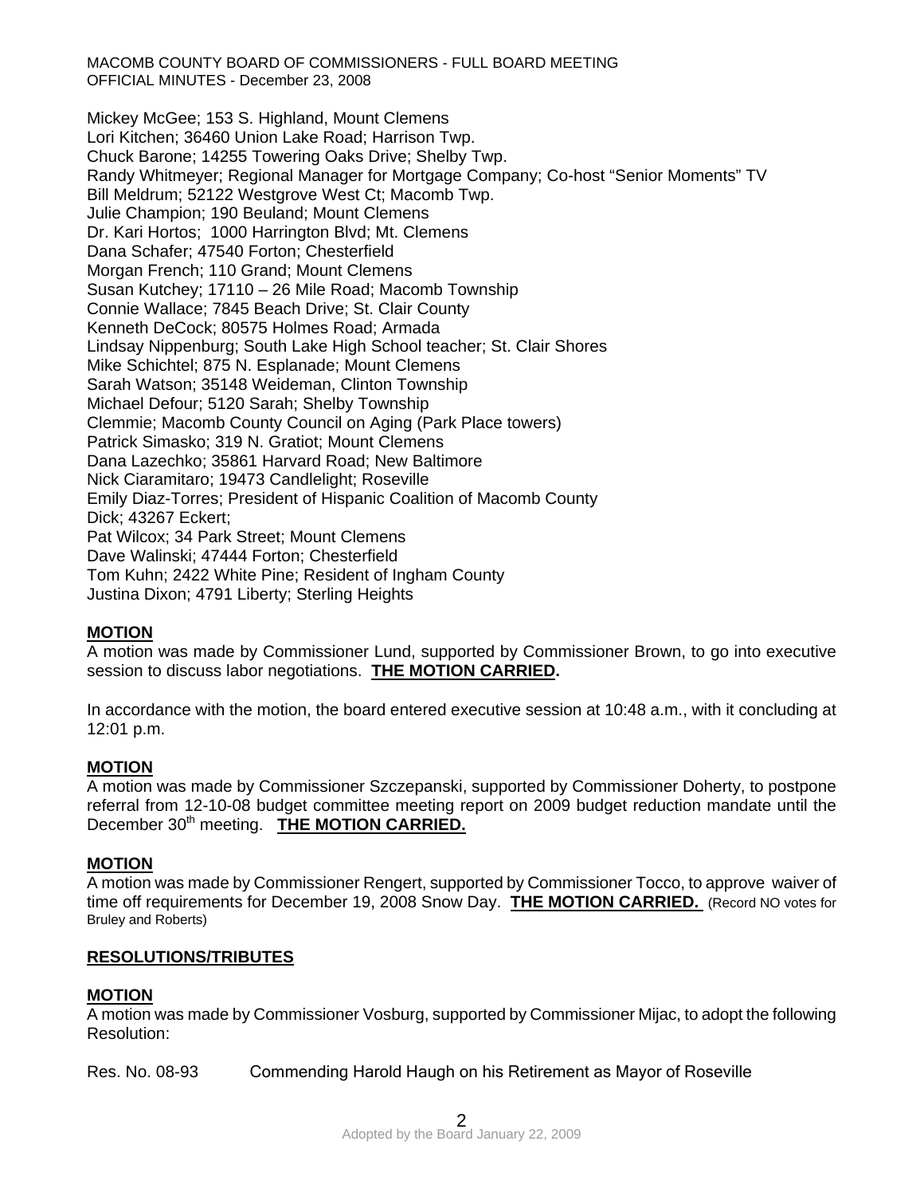Mickey McGee; 153 S. Highland, Mount Clemens
Lori Kitchen; 36460 Union Lake Road; Harrison Twp.
Chuck Barone; 14255 Towering Oaks Drive; Shelby Twp.
Randy Whitmeyer; Regional Manager for Mortgage Company; Co-host "Senior Moments" TV
Bill Meldrum; 52122 Westgrove West Ct; Macomb Twp.
Julie Champion; 190 Beuland; Mount Clemens
Dr. Kari Hortos; 1000 Harrington Blvd; Mt. Clemens
Dana Schafer; 47540 Forton; Chesterfield
Morgan French; 110 Grand; Mount Clemens
Susan Kutchey; 17110 – 26 Mile Road; Macomb Township
Connie Wallace; 7845 Beach Drive; St. Clair County
Kenneth DeCock; 80575 Holmes Road; Armada
Lindsay Nippenburg; South Lake High School teacher; St. Clair Shores
Mike Schichtel; 875 N. Esplanade; Mount Clemens
Sarah Watson; 35148 Weideman, Clinton Township
Michael Defour; 5120 Sarah; Shelby Township
Clemmie; Macomb County Council on Aging (Park Place towers)
Patrick Simasko; 319 N. Gratiot; Mount Clemens
Dana Lazechko; 35861 Harvard Road; New Baltimore
Nick Ciaramitaro; 19473 Candlelight; Roseville
Emily Diaz-Torres; President of Hispanic Coalition of Macomb County
Dick; 43267 Eckert;
Pat Wilcox; 34 Park Street; Mount Clemens
Dave Walinski; 47444 Forton; Chesterfield
Tom Kuhn; 2422 White Pine; Resident of Ingham County
Justina Dixon; 4791 Liberty; Sterling Heights

**MOTION**

A motion was made by Commissioner Lund, supported by Commissioner Brown, to go into executive session to discuss labor negotiations. **THE MOTION CARRIED.**

In accordance with the motion, the board entered executive session at 10:48 a.m., with it concluding at 12:01 p.m.

**MOTION**

A motion was made by Commissioner Szczepanski, supported by Commissioner Doherty, to postpone referral from 12-10-08 budget committee meeting report on 2009 budget reduction mandate until the December 30th meeting. **THE MOTION CARRIED.**

**MOTION**

A motion was made by Commissioner Rengert, supported by Commissioner Tocco, to approve waiver of time off requirements for December 19, 2008 Snow Day. **THE MOTION CARRIED.** (Record NO votes for Bruley and Roberts)

**RESOLUTIONS/TRIBUTES**

**MOTION**

A motion was made by Commissioner Vosburg, supported by Commissioner Mijac, to adopt the following Resolution:

Res. No. 08-93 Commending Harold Haugh on his Retirement as Mayor of Roseville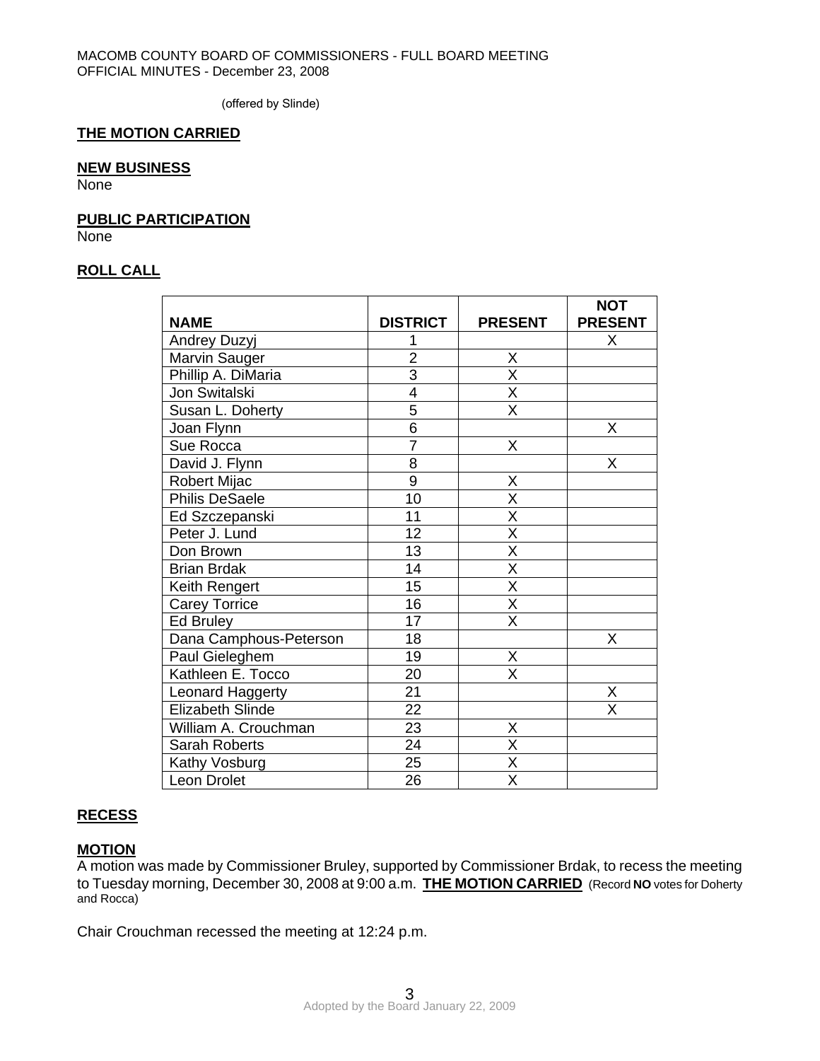(offered by Slinde)

**THE MOTION CARRIED**

**NEW BUSINESS**

None

**PUBLIC PARTICIPATION**

None

**ROLL CALL**

| NAME | DISTRICT | PRESENT | NOT PRESENT |
|---|---|---|---|
| Andrey Duzyj | 1 | | X |
| Marvin Sauger | 2 | X | |
| Phillip A. DiMaria | 3 | X | |
| Jon Switalski | 4 | X | |
| Susan L. Doherty | 5 | X | |
| Joan Flynn | 6 | | X |
| Sue Rocca | 7 | X | |
| David J. Flynn | 8 | | X |
| Robert Mijac | 9 | X | |
| Philis DeSaele | 10 | X | |
| Ed Szczepanski | 11 | X | |
| Peter J. Lund | 12 | X | |
| Don Brown | 13 | X | |
| Brian Brdak | 14 | X | |
| Keith Rengert | 15 | X | |
| Carey Torrice | 16 | X | |
| Ed Bruley | 17 | X | |
| Dana Camphous-Peterson | 18 | | X |
| Paul Gieleghem | 19 | X | |
| Kathleen E. Tocco | 20 | X | |
| Leonard Haggerty | 21 | | X |
| Elizabeth Slinde | 22 | | X |
| William A. Crouchman | 23 | X | |
| Sarah Roberts | 24 | X | |
| Kathy Vosburg | 25 | X | |
| Leon Drolet | 26 | X | |

**RECESS**

**MOTION**

A motion was made by Commissioner Bruley, supported by Commissioner Brdak, to recess the meeting to Tuesday morning, December 30, 2008 at 9:00 a.m. **THE MOTION CARRIED** (Record **NO** votes for Doherty and Rocca)

Chair Crouchman recessed the meeting at 12:24 p.m.

Adopted by the Board January 22, 2009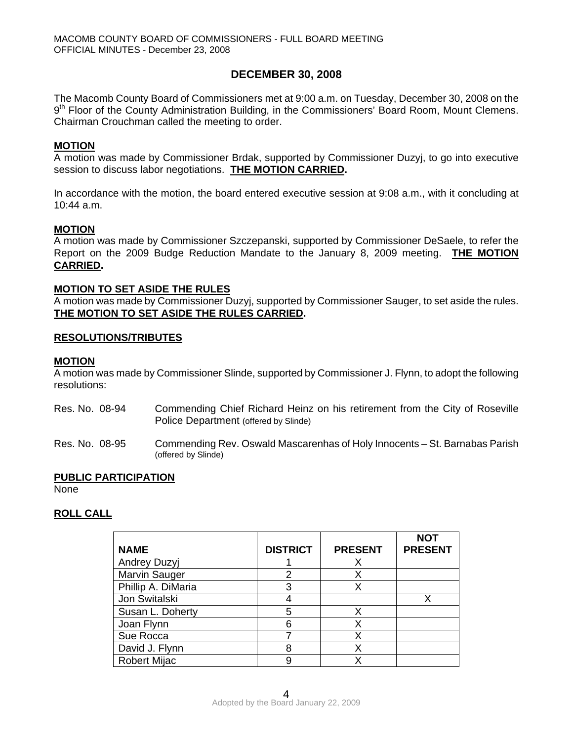## DECEMBER 30, 2008

The Macomb County Board of Commissioners met at 9:00 a.m. on Tuesday, December 30, 2008 on the 9th Floor of the County Administration Building, in the Commissioners' Board Room, Mount Clemens. Chairman Crouchman called the meeting to order.

**MOTION**

A motion was made by Commissioner Brdak, supported by Commissioner Duzyj, to go into executive session to discuss labor negotiations. **THE MOTION CARRIED.**

In accordance with the motion, the board entered executive session at 9:08 a.m., with it concluding at 10:44 a.m.

**MOTION**

A motion was made by Commissioner Szczepanski, supported by Commissioner DeSaele, to refer the Report on the 2009 Budge Reduction Mandate to the January 8, 2009 meeting. **THE MOTION CARRIED.**

**MOTION TO SET ASIDE THE RULES**

A motion was made by Commissioner Duzyj, supported by Commissioner Sauger, to set aside the rules. **THE MOTION TO SET ASIDE THE RULES CARRIED.**

**RESOLUTIONS/TRIBUTES**

**MOTION**

A motion was made by Commissioner Slinde, supported by Commissioner J. Flynn, to adopt the following resolutions:

Res. No. 08-94 Commending Chief Richard Heinz on his retirement from the City of Roseville Police Department (offered by Slinde)

Res. No. 08-95 Commending Rev. Oswald Mascarenhas of Holy Innocents – St. Barnabas Parish (offered by Slinde)

**PUBLIC PARTICIPATION**

None

**ROLL CALL**

| NAME | DISTRICT | PRESENT | NOT PRESENT |
|---|---|---|---|
| Andrey Duzyj | 1 | X | |
| Marvin Sauger | 2 | X | |
| Phillip A. DiMaria | 3 | X | |
| Jon Switalski | 4 | | X |
| Susan L. Doherty | 5 | X | |
| Joan Flynn | 6 | X | |
| Sue Rocca | 7 | X | |
| David J. Flynn | 8 | X | |
| Robert Mijac | 9 | X | |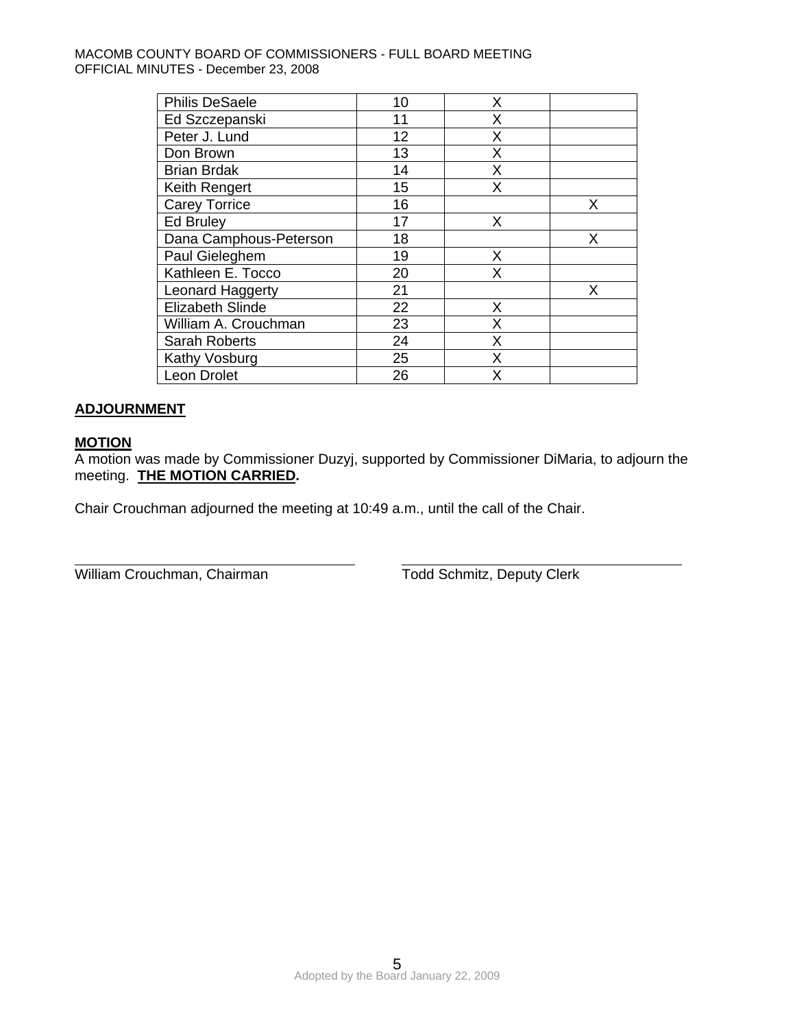| | | | |
|---|---|---|---|
| Philis DeSaele | 10 | X | |
| Ed Szczepanski | 11 | X | |
| Peter J. Lund | 12 | X | |
| Don Brown | 13 | X | |
| Brian Brdak | 14 | X | |
| Keith Rengert | 15 | X | |
| Carey Torrice | 16 | | X |
| Ed Bruley | 17 | X | |
| Dana Camphous-Peterson | 18 | | X |
| Paul Gieleghem | 19 | X | |
| Kathleen E. Tocco | 20 | X | |
| Leonard Haggerty | 21 | | X |
| Elizabeth Slinde | 22 | X | |
| William A. Crouchman | 23 | X | |
| Sarah Roberts | 24 | X | |
| Kathy Vosburg | 25 | X | |
| Leon Drolet | 26 | X | |

**ADJOURNMENT**

**MOTION**

A motion was made by Commissioner Duzyj, supported by Commissioner DiMaria, to adjourn the meeting. **THE MOTION CARRIED.**

Chair Crouchman adjourned the meeting at 10:49 a.m., until the call of the Chair.

William Crouchman, Chairman

Todd Schmitz, Deputy Clerk

Adopted by the Board January 22, 2009